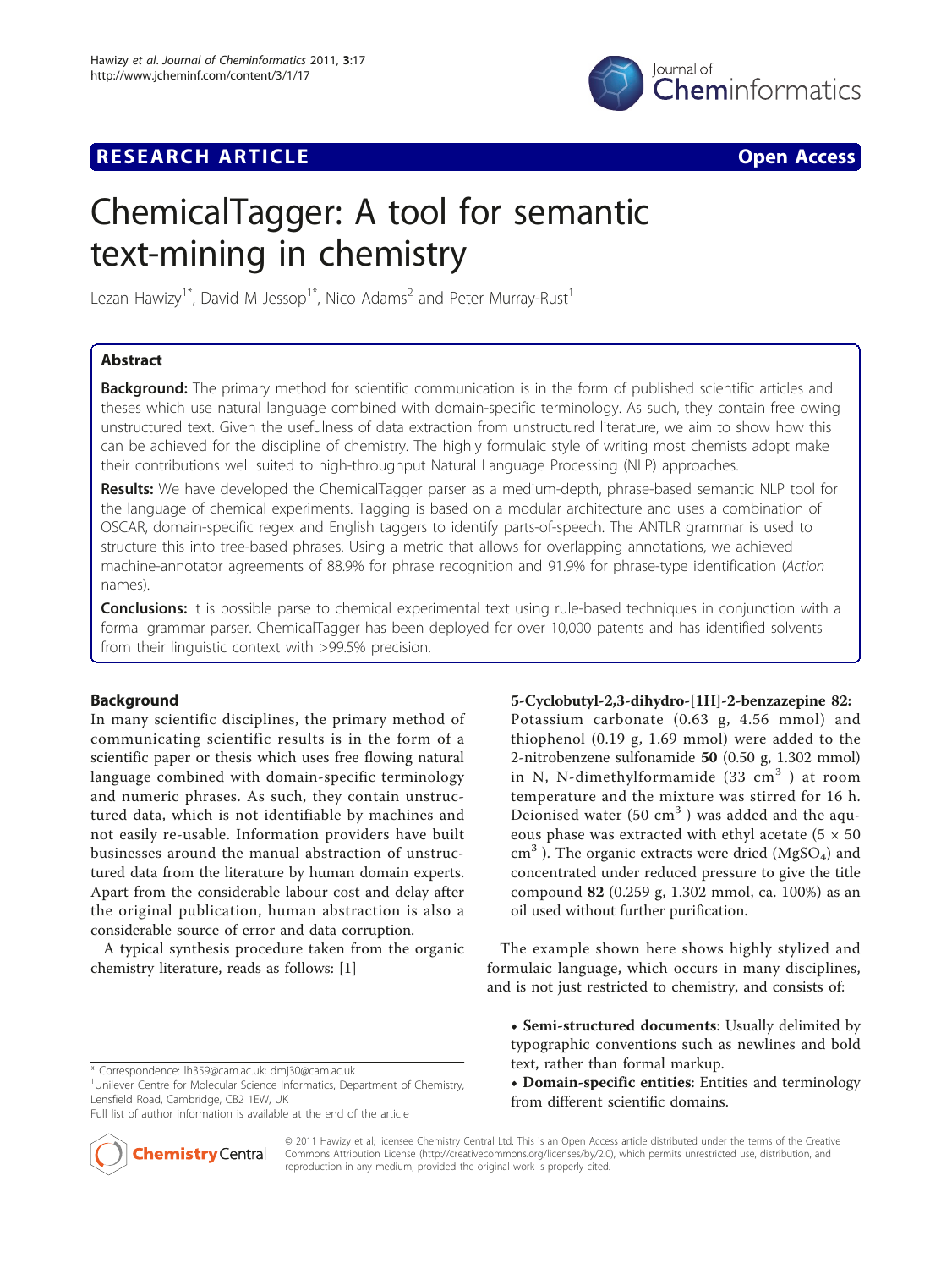**RESEARCH ARTICLE** **Open Access**

# ChemicalTagger: A tool for semantic text-mining in chemistry

Lezan Hawizy[1*], David M Jessop[1*], Nico Adams[2] and Peter Murray-Rust[1]

## Abstract

**Background:** The primary method for scientific communication is in the form of published scientific articles and theses which use natural language combined with domain-specific terminology. As such, they contain free owing unstructured text. Given the usefulness of data extraction from unstructured literature, we aim to show how this can be achieved for the discipline of chemistry. The highly formulaic style of writing most chemists adopt make their contributions well suited to high-throughput Natural Language Processing (NLP) approaches.

**Results:** We have developed the ChemicalTagger parser as a medium-depth, phrase-based semantic NLP tool for the language of chemical experiments. Tagging is based on a modular architecture and uses a combination of OSCAR, domain-specific regex and English taggers to identify parts-of-speech. The ANTLR grammar is used to structure this into tree-based phrases. Using a metric that allows for overlapping annotations, we achieved machine-annotator agreements of 88.9% for phrase recognition and 91.9% for phrase-type identification (*Action* names).

**Conclusions:** It is possible parse to chemical experimental text using rule-based techniques in conjunction with a formal grammar parser. ChemicalTagger has been deployed for over 10,000 patents and has identified solvents from their linguistic context with >99.5% precision.

## Background

In many scientific disciplines, the primary method of communicating scientific results is in the form of a scientific paper or thesis which uses free flowing natural language combined with domain-specific terminology and numeric phrases. As such, they contain unstructured data, which is not identifiable by machines and not easily re-usable. Information providers have built businesses around the manual abstraction of unstructured data from the literature by human domain experts. Apart from the considerable labour cost and delay after the original publication, human abstraction is also a considerable source of error and data corruption.

A typical synthesis procedure taken from the organic chemistry literature, reads as follows: [1]

**5-Cyclobutyl-2,3-dihydro-[1H]-2-benzazepine 82:** Potassium carbonate (0.63 g, 4.56 mmol) and thiophenol (0.19 g, 1.69 mmol) were added to the 2-nitrobenzene sulfonamide **50** (0.50 g, 1.302 mmol) in N, N-dimethylformamide (33 $cm^3$ ) at room temperature and the mixture was stirred for 16 h. Deionised water (50 $cm^3$ ) was added and the aqueous phase was extracted with ethyl acetate ($5 \times 50$ $cm^3$ ). The organic extracts were dried ($MgSO_4$) and concentrated under reduced pressure to give the title compound **82** (0.259 g, 1.302 mmol, ca. 100%) as an oil used without further purification.

The example shown here shows highly stylized and formulaic language, which occurs in many disciplines, and is not just restricted to chemistry, and consists of:

- **Semi-structured documents**: Usually delimited by typographic conventions such as newlines and bold text, rather than formal markup.
- **Domain-specific entities**: Entities and terminology from different scientific domains.

\* Correspondence: lh359@cam.ac.uk; dmj30@cam.ac.uk
[1]Unilever Centre for Molecular Science Informatics, Department of Chemistry, Lensfield Road, Cambridge, CB2 1EW, UK
Full list of author information is available at the end of the article

© 2011 Hawizy et al; licensee Chemistry Central Ltd. This is an Open Access article distributed under the terms of the Creative Commons Attribution License (http://creativecommons.org/licenses/by/2.0), which permits unrestricted use, distribution, and reproduction in any medium, provided the original work is properly cited.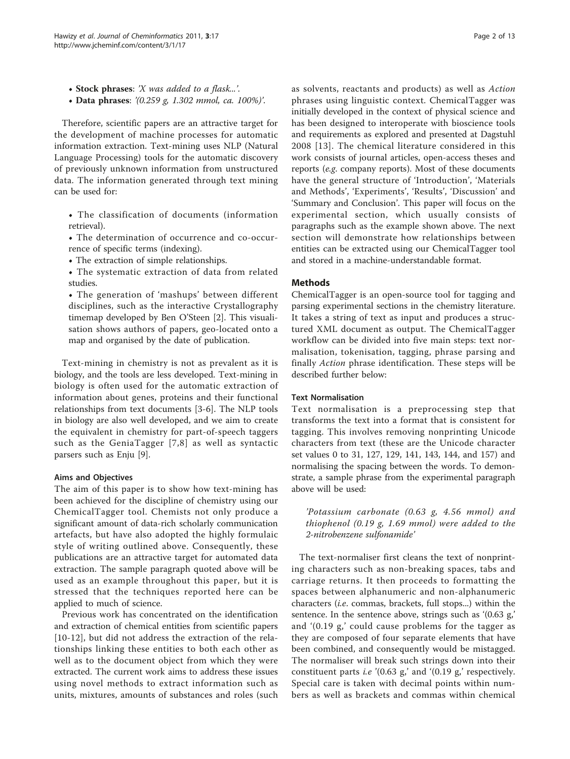- **Stock phrases**: *'X was added to a flask...'*.
- **Data phrases**: *'(0.259 g, 1.302 mmol, ca. 100%)'*.

Therefore, scientific papers are an attractive target for the development of machine processes for automatic information extraction. Text-mining uses NLP (Natural Language Processing) tools for the automatic discovery of previously unknown information from unstructured data. The information generated through text mining can be used for:

- The classification of documents (information retrieval).
- The determination of occurrence and co-occurrence of specific terms (indexing).
- The extraction of simple relationships.
- The systematic extraction of data from related studies.
- The generation of 'mashups' between different disciplines, such as the interactive Crystallography timemap developed by Ben O'Steen [2]. This visualisation shows authors of papers, geo-located onto a map and organised by the date of publication.

Text-mining in chemistry is not as prevalent as it is biology, and the tools are less developed. Text-mining in biology is often used for the automatic extraction of information about genes, proteins and their functional relationships from text documents [3-6]. The NLP tools in biology are also well developed, and we aim to create the equivalent in chemistry for part-of-speech taggers such as the GeniaTagger [7,8] as well as syntactic parsers such as Enju [9].

### Aims and Objectives

The aim of this paper is to show how text-mining has been achieved for the discipline of chemistry using our ChemicalTagger tool. Chemists not only produce a significant amount of data-rich scholarly communication artefacts, but have also adopted the highly formulaic style of writing outlined above. Consequently, these publications are an attractive target for automated data extraction. The sample paragraph quoted above will be used as an example throughout this paper, but it is stressed that the techniques reported here can be applied to much of science.

Previous work has concentrated on the identification and extraction of chemical entities from scientific papers [10-12], but did not address the extraction of the relationships linking these entities to both each other as well as to the document object from which they were extracted. The current work aims to address these issues using novel methods to extract information such as units, mixtures, amounts of substances and roles (such as solvents, reactants and products) as well as *Action* phrases using linguistic context. ChemicalTagger was initially developed in the context of physical science and has been designed to interoperate with bioscience tools and requirements as explored and presented at Dagstuhl 2008 [13]. The chemical literature considered in this work consists of journal articles, open-access theses and reports (*e.g.* company reports). Most of these documents have the general structure of 'Introduction', 'Materials and Methods', 'Experiments', 'Results', 'Discussion' and 'Summary and Conclusion'. This paper will focus on the experimental section, which usually consists of paragraphs such as the example shown above. The next section will demonstrate how relationships between entities can be extracted using our ChemicalTagger tool and stored in a machine-understandable format.

## Methods

ChemicalTagger is an open-source tool for tagging and parsing experimental sections in the chemistry literature. It takes a string of text as input and produces a structured XML document as output. The ChemicalTagger workflow can be divided into five main steps: text normalisation, tokenisation, tagging, phrase parsing and finally *Action* phrase identification. These steps will be described further below:

### Text Normalisation

Text normalisation is a preprocessing step that transforms the text into a format that is consistent for tagging. This involves removing nonprinting Unicode characters from text (these are the Unicode character set values 0 to 31, 127, 129, 141, 143, 144, and 157) and normalising the spacing between the words. To demonstrate, a sample phrase from the experimental paragraph above will be used:

> *'Potassium carbonate (0.63 g, 4.56 mmol) and thiophenol (0.19 g, 1.69 mmol) were added to the 2-nitrobenzene sulfonamide'*

The text-normaliser first cleans the text of nonprinting characters such as non-breaking spaces, tabs and carriage returns. It then proceeds to formatting the spaces between alphanumeric and non-alphanumeric characters (*i.e.* commas, brackets, full stops...) within the sentence. In the sentence above, strings such as '(0.63 g,' and '(0.19 g,' could cause problems for the tagger as they are composed of four separate elements that have been combined, and consequently would be mistagged. The normaliser will break such strings down into their constituent parts *i.e* '(0.63 g,' and '(0.19 g,' respectively. Special care is taken with decimal points within numbers as well as brackets and commas within chemical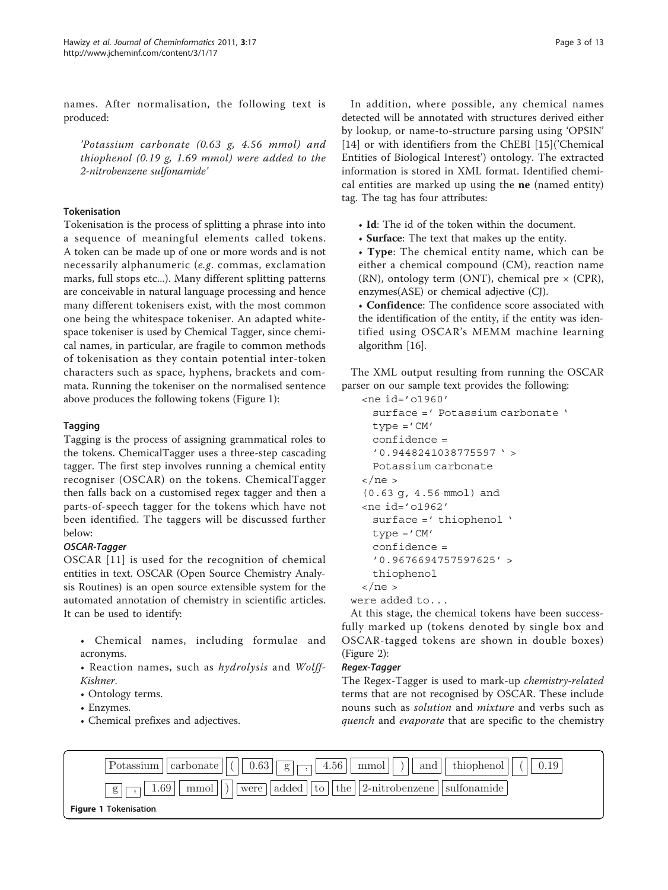names. After normalisation, the following text is produced:

> *'Potassium carbonate (0.63 g, 4.56 mmol) and thiophenol (0.19 g, 1.69 mmol) were added to the 2-nitrobenzene sulfonamide'*

### Tokenisation

Tokenisation is the process of splitting a phrase into into a sequence of meaningful elements called tokens. A token can be made up of one or more words and is not necessarily alphanumeric (*e.g.* commas, exclamation marks, full stops etc...). Many different splitting patterns are conceivable in natural language processing and hence many different tokenisers exist, with the most common one being the whitespace tokeniser. An adapted whitespace tokeniser is used by Chemical Tagger, since chemical names, in particular, are fragile to common methods of tokenisation as they contain potential inter-token characters such as space, hyphens, brackets and commata. Running the tokeniser on the normalised sentence above produces the following tokens (Figure 1):

### Tagging

Tagging is the process of assigning grammatical roles to the tokens. ChemicalTagger uses a three-step cascading tagger. The first step involves running a chemical entity recogniser (OSCAR) on the tokens. ChemicalTagger then falls back on a customised regex tagger and then a parts-of-speech tagger for the tokens which have not been identified. The taggers will be discussed further below:

#### OSCAR-Tagger

OSCAR [11] is used for the recognition of chemical entities in text. OSCAR (Open Source Chemistry Analysis Routines) is an open source extensible system for the automated annotation of chemistry in scientific articles. It can be used to identify:

- Chemical names, including formulae and acronyms.
- Reaction names, such as *hydrolysis* and *Wolff-Kishner*.
- Ontology terms.
- Enzymes.
- Chemical prefixes and adjectives.

In addition, where possible, any chemical names detected will be annotated with structures derived either by lookup, or name-to-structure parsing using 'OPSIN' [14] or with identifiers from the ChEBI [15]('Chemical Entities of Biological Interest') ontology. The extracted information is stored in XML format. Identified chemical entities are marked up using the **ne** (named entity) tag. The tag has four attributes:

- **Id**: The id of the token within the document.
- **Surface**: The text that makes up the entity.
- **Type**: The chemical entity name, which can be either a chemical compound (CM), reaction name (RN), ontology term (ONT), chemical pre × (CPR), enzymes(ASE) or chemical adjective (CJ).
- **Confidence**: The confidence score associated with the identification of the entity, if the entity was identified using OSCAR's MEMM machine learning algorithm [16].

The XML output resulting from running the OSCAR parser on our sample text provides the following:

```
<ne id='o1960'
  surface =' Potassium carbonate '
  type ='CM'
  confidence =
  '0.9448241038775597 ' >
  Potassium carbonate
</ne >
(0.63 g, 4.56 mmol) and
<ne id='o1962'
  surface =' thiophenol '
  type ='CM'
  confidence =
  '0.9676694757597625' >
  thiophenol
</ne >
were added to...
```

At this stage, the chemical tokens have been successfully marked up (tokens denoted by single box and OSCAR-tagged tokens are shown in double boxes) (Figure 2):

#### Regex-Tagger

The Regex-Tagger is used to mark-up *chemistry-related* terms that are not recognised by OSCAR. These include nouns such as *solution* and *mixture* and verbs such as *quench* and *evaporate* that are specific to the chemistry

[Potassium] [carbonate] [(] [0.63] [g] [,] [4.56] [mmol] [)] [and] [thiophenol] [(] [0.19] [g] [,] [1.69] [mmol] [)] [were] [added] [to] [the] [2-nitrobenzene] [sulfonamide]

**Figure 1 Tokenisation**.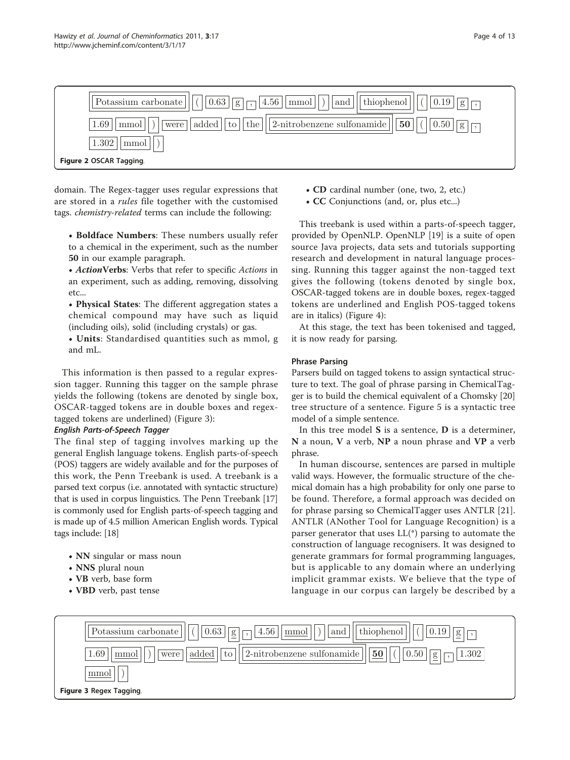Potassium carbonate ( 0.63 g , 4.56 mmol ) and thiophenol ( 0.19 g , 1.69 mmol ) were added to the 2-nitrobenzene sulfonamide **50** ( 0.50 g , 1.302 mmol )

Figure 2 OSCAR Tagging.

domain. The Regex-tagger uses regular expressions that are stored in a *rules* file together with the customised tags. *chemistry-related* terms can include the following:

- **Boldface Numbers**: These numbers usually refer to a chemical in the experiment, such as the number **50** in our example paragraph.
- ***Action*Verbs**: Verbs that refer to specific *Actions* in an experiment, such as adding, removing, dissolving etc...
- **Physical States**: The different aggregation states a chemical compound may have such as liquid (including oils), solid (including crystals) or gas.
- **Units**: Standardised quantities such as mmol, g and mL.

This information is then passed to a regular expression tagger. Running this tagger on the sample phrase yields the following (tokens are denoted by single box, OSCAR-tagged tokens are in double boxes and regex-tagged tokens are underlined) (Figure 3):

#### *English Parts-of-Speech Tagger*

The final step of tagging involves marking up the general English language tokens. English parts-of-speech (POS) taggers are widely available and for the purposes of this work, the Penn Treebank is used. A treebank is a parsed text corpus (i.e. annotated with syntactic structure) that is used in corpus linguistics. The Penn Treebank [17] is commonly used for English parts-of-speech tagging and is made up of 4.5 million American English words. Typical tags include: [18]

- **NN** singular or mass noun
- **NNS** plural noun
- **VB** verb, base form
- **VBD** verb, past tense
- **CD** cardinal number (one, two, 2, etc.)
- **CC** Conjunctions (and, or, plus etc...)

This treebank is used within a parts-of-speech tagger, provided by OpenNLP. OpenNLP [19] is a suite of open source Java projects, data sets and tutorials supporting research and development in natural language processing. Running this tagger against the non-tagged text gives the following (tokens denoted by single box, OSCAR-tagged tokens are in double boxes, regex-tagged tokens are underlined and English POS-tagged tokens are in italics) (Figure 4):

At this stage, the text has been tokenised and tagged, it is now ready for parsing.

### Phrase Parsing

Parsers build on tagged tokens to assign syntactical structure to text. The goal of phrase parsing in ChemicalTagger is to build the chemical equivalent of a Chomsky [20] tree structure of a sentence. Figure 5 is a syntactic tree model of a simple sentence.

In this tree model **S** is a sentence, **D** is a determiner, **N** a noun, **V** a verb, **NP** a noun phrase and **VP** a verb phrase.

In human discourse, sentences are parsed in multiple valid ways. However, the formualic structure of the chemical domain has a high probability for only one parse to be found. Therefore, a formal approach was decided on for phrase parsing so ChemicalTagger uses ANTLR [21]. ANTLR (ANother Tool for Language Recognition) is a parser generator that uses LL(*) parsing to automate the construction of language recognisers. It was designed to generate grammars for formal programming languages, but is applicable to any domain where an underlying implicit grammar exists. We believe that the type of language in our corpus can largely be described by a

Potassium carbonate ( 0.63 <u>g</u> , 4.56 <u>mmol</u> ) and thiophenol ( 0.19 <u>g</u> , 1.69 <u>mmol</u> ) were <u>added</u> to 2-nitrobenzene sulfonamide **50** ( 0.50 <u>g</u> , 1.302 <u>mmol</u> )

Figure 3 Regex Tagging.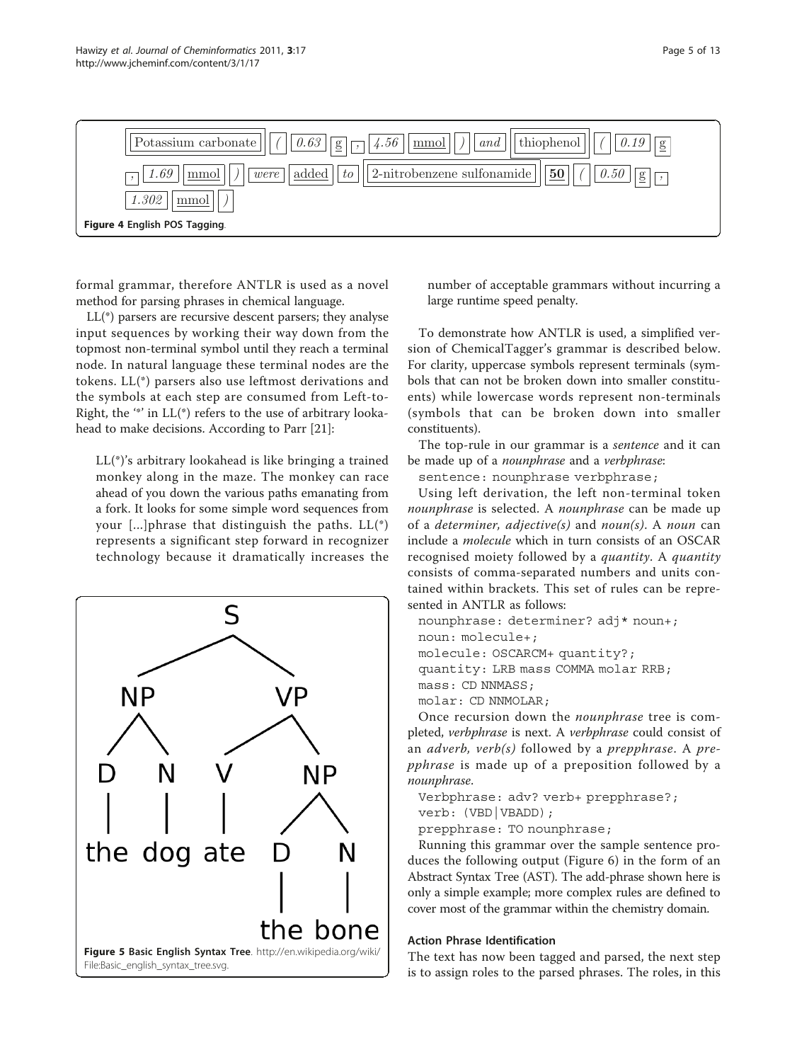Potassium carbonate ( 0.63 g , 4.56 mmol ) and thiophenol ( 0.19 g , 1.69 mmol ) were added to 2-nitrobenzene sulfonamide **50** ( 0.50 g , 1.302 mmol )

**Figure 4 English POS Tagging**.

formal grammar, therefore ANTLR is used as a novel method for parsing phrases in chemical language.

LL(*) parsers are recursive descent parsers; they analyse input sequences by working their way down from the topmost non-terminal symbol until they reach a terminal node. In natural language these terminal nodes are the tokens. LL(*) parsers also use leftmost derivations and the symbols at each step are consumed from Left-to-Right, the '*' in LL(*) refers to the use of arbitrary lookahead to make decisions. According to Parr [21]:

> LL(*)'s arbitrary lookahead is like bringing a trained monkey along in the maze. The monkey can race ahead of you down the various paths emanating from a fork. It looks for some simple word sequences from your [...]phrase that distinguish the paths. LL(*) represents a significant step forward in recognizer technology because it dramatically increases the number of acceptable grammars without incurring a large runtime speed penalty.

S
NP VP
D N V NP
the dog ate D N
the bone

**Figure 5 Basic English Syntax Tree**. http://en.wikipedia.org/wiki/File:Basic_english_syntax_tree.svg.

To demonstrate how ANTLR is used, a simplified version of ChemicalTagger's grammar is described below. For clarity, uppercase symbols represent terminals (symbols that can not be broken down into smaller constituents) while lowercase words represent non-terminals (symbols that can be broken down into smaller constituents).

The top-rule in our grammar is a *sentence* and it can be made up of a *nounphrase* and a *verbphrase*:

```
sentence: nounphrase verbphrase;
```

Using left derivation, the left non-terminal token *nounphrase* is selected. A *nounphrase* can be made up of a *determiner, adjective(s)* and *noun(s)*. A *noun* can include a *molecule* which in turn consists of an OSCAR recognised moiety followed by a *quantity*. A *quantity* consists of comma-separated numbers and units contained within brackets. This set of rules can be represented in ANTLR as follows:

```
nounphrase: determiner? adj* noun+;
noun: molecule+;
molecule: OSCARCM+ quantity?;
quantity: LRB mass COMMA molar RRB;
mass: CD NNMASS;
molar: CD NNMOLAR;
```

Once recursion down the *nounphrase* tree is completed, *verbphrase* is next. A *verbphrase* could consist of an *adverb, verb(s)* followed by a *prepphrase*. A *prepphrase* is made up of a preposition followed by a *nounphrase*.

```
Verbphrase: adv? verb+ prepphrase?;
verb: (VBD|VBADD);
prepphrase: TO nounphrase;
```

Running this grammar over the sample sentence produces the following output (Figure 6) in the form of an Abstract Syntax Tree (AST). The add-phrase shown here is only a simple example; more complex rules are defined to cover most of the grammar within the chemistry domain.

### Action Phrase Identification

The text has now been tagged and parsed, the next step is to assign roles to the parsed phrases. The roles, in this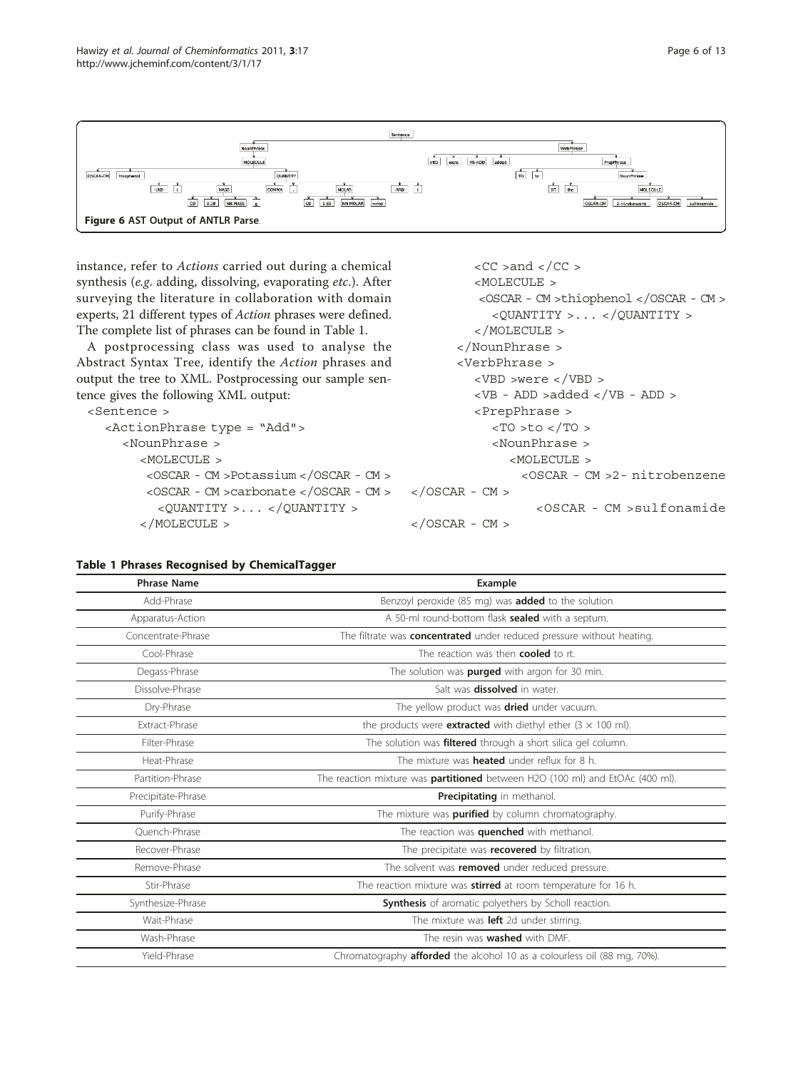Figure 6 AST Output of ANTLR Parse.

instance, refer to *Actions* carried out during a chemical synthesis (*e.g.* adding, dissolving, evaporating *etc.*). After surveying the literature in collaboration with domain experts, 21 different types of *Action* phrases were defined. The complete list of phrases can be found in Table 1.

A postprocessing class was used to analyse the Abstract Syntax Tree, identify the *Action* phrases and output the tree to XML. Postprocessing our sample sentence gives the following XML output:

```
<Sentence >
  <ActionPhrase type = "Add">
    <NounPhrase >
      <MOLECULE >
       <OSCAR - CM >Potassium </OSCAR - CM >
       <OSCAR - CM >carbonate </OSCAR - CM >
         <QUANTITY >... </QUANTITY >
      </MOLECULE >
      <CC >and </CC >
      <MOLECULE >
       <OSCAR - CM >thiophenol </OSCAR - CM >
         <QUANTITY >... </QUANTITY >
      </MOLECULE >
    </NounPhrase >
    <VerbPhrase >
      <VBD >were </VBD >
      <VB - ADD >added </VB - ADD >
      <PrepPhrase >
        <TO >to </TO >
        <NounPhrase >
          <MOLECULE >
            <OSCAR - CM >2- nitrobenzene
</OSCAR - CM >
            <OSCAR - CM >sulfonamide
</OSCAR - CM >
```

**Table 1 Phrases Recognised by ChemicalTagger**

| Phrase Name | Example |
| --- | --- |
| Add-Phrase | Benzoyl peroxide (85 mg) was **added** to the solution |
| Apparatus-Action | A 50-ml round-bottom flask **sealed** with a septum. |
| Concentrate-Phrase | The filtrate was **concentrated** under reduced pressure without heating. |
| Cool-Phrase | The reaction was then **cooled** to rt. |
| Degass-Phrase | The solution was **purged** with argon for 30 min. |
| Dissolve-Phrase | Salt was **dissolved** in water. |
| Dry-Phrase | The yellow product was **dried** under vacuum. |
| Extract-Phrase | the products were **extracted** with diethyl ether ($3 \times 100$ ml). |
| Filter-Phrase | The solution was **filtered** through a short silica gel column. |
| Heat-Phrase | The mixture was **heated** under reflux for 8 h. |
| Partition-Phrase | The reaction mixture was **partitioned** between H2O (100 ml) and EtOAc (400 ml). |
| Precipitate-Phrase | **Precipitating** in methanol. |
| Purify-Phrase | The mixture was **purified** by column chromatography. |
| Quench-Phrase | The reaction was **quenched** with methanol. |
| Recover-Phrase | The precipitate was **recovered** by filtration. |
| Remove-Phrase | The solvent was **removed** under reduced pressure. |
| Stir-Phrase | The reaction mixture was **stirred** at room temperature for 16 h. |
| Synthesize-Phrase | **Synthesis** of aromatic polyethers by Scholl reaction. |
| Wait-Phrase | The mixture was **left** 2d under stirring. |
| Wash-Phrase | The resin was **washed** with DMF. |
| Yield-Phrase | Chromatography **afforded** the alcohol 10 as a colourless oil (88 mg, 70%). |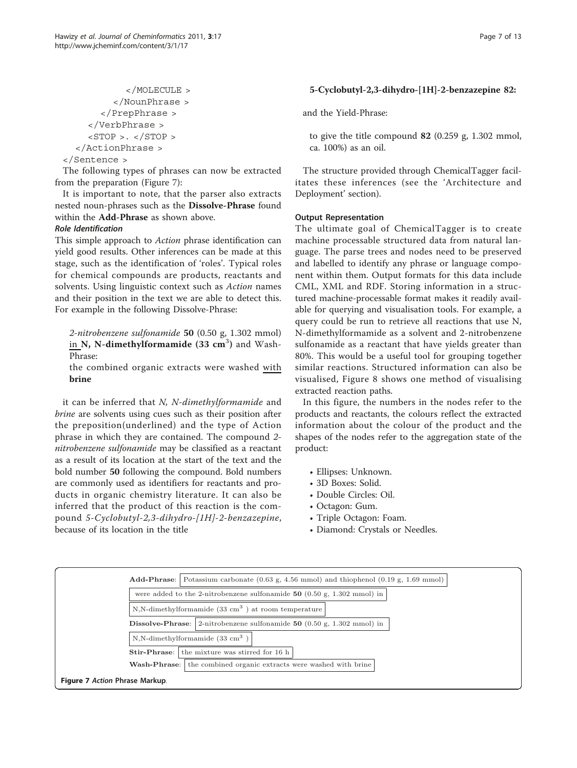```
            </MOLECULE >
          </NounPhrase >
        </PrepPhrase >
      </VerbPhrase >
      <STOP >. </STOP >
    </ActionPhrase >
</Sentence >
```

The following types of phrases can now be extracted from the preparation (Figure 7):

It is important to note, that the parser also extracts nested noun-phrases such as the **Dissolve-Phrase** found within the **Add-Phrase** as shown above.

### *Role Identification*

This simple approach to *Action* phrase identification can yield good results. Other inferences can be made at this stage, such as the identification of 'roles'. Typical roles for chemical compounds are products, reactants and solvents. Using linguistic context such as *Action* names and their position in the text we are able to detect this. For example in the following Dissolve-Phrase:

> *2-nitrobenzene sulfonamide* **50** (0.50 g, 1.302 mmol) <u>in</u> **N, N-dimethylformamide (33 cm$^3$)** and Wash-Phrase:
>
> the combined organic extracts were washed <u>with</u> **brine**

it can be inferred that *N, N-dimethylformamide* and *brine* are solvents using cues such as their position after the preposition(underlined) and the type of Action phrase in which they are contained. The compound *2-nitrobenzene sulfonamide* may be classified as a reactant as a result of its location at the start of the text and the bold number **50** following the compound. Bold numbers are commonly used as identifiers for reactants and products in organic chemistry literature. It can also be inferred that the product of this reaction is the compound *5-Cyclobutyl-2,3-dihydro-[1H]-2-benzazepine*, because of its location in the title

> **5-Cyclobutyl-2,3-dihydro-[1H]-2-benzazepine 82:**

and the Yield-Phrase:

> to give the title compound **82** (0.259 g, 1.302 mmol, ca. 100%) as an oil.

The structure provided through ChemicalTagger facilitates these inferences (see the 'Architecture and Deployment' section).

### Output Representation

The ultimate goal of ChemicalTagger is to create machine processable structured data from natural language. The parse trees and nodes need to be preserved and labelled to identify any phrase or language component within them. Output formats for this data include CML, XML and RDF. Storing information in a structured machine-processable format makes it readily available for querying and visualisation tools. For example, a query could be run to retrieve all reactions that use N, N-dimethylformamide as a solvent and 2-nitrobenzene sulfonamide as a reactant that have yields greater than 80%. This would be a useful tool for grouping together similar reactions. Structured information can also be visualised, Figure 8 shows one method of visualising extracted reaction paths.

In this figure, the numbers in the nodes refer to the products and reactants, the colours reflect the extracted information about the colour of the product and the shapes of the nodes refer to the aggregation state of the product:

- Ellipses: Unknown.
- 3D Boxes: Solid.
- Double Circles: Oil.
- Octagon: Gum.
- Triple Octagon: Foam.
- Diamond: Crystals or Needles.

**Add-Phrase**: Potassium carbonate (0.63 g, 4.56 mmol) and thiophenol (0.19 g, 1.69 mmol) were added to the 2-nitrobenzene sulfonamide **50** (0.50 g, 1.302 mmol) in N,N-dimethylformamide (33 cm$^3$) at room temperature

**Dissolve-Phrase**: 2-nitrobenzene sulfonamide **50** (0.50 g, 1.302 mmol) in N,N-dimethylformamide (33 cm$^3$)

**Stir-Phrase**: the mixture was stirred for 16 h

**Wash-Phrase**: the combined organic extracts were washed with brine

**Figure 7** *Action* Phrase Markup.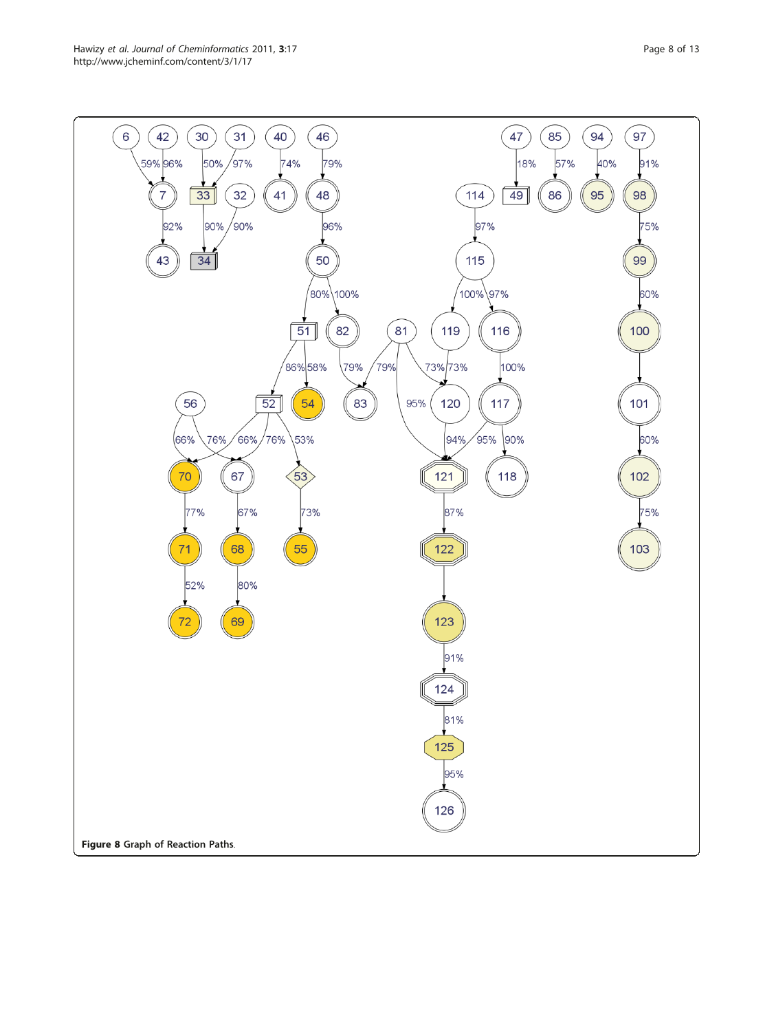**Figure 8** Graph of Reaction Paths.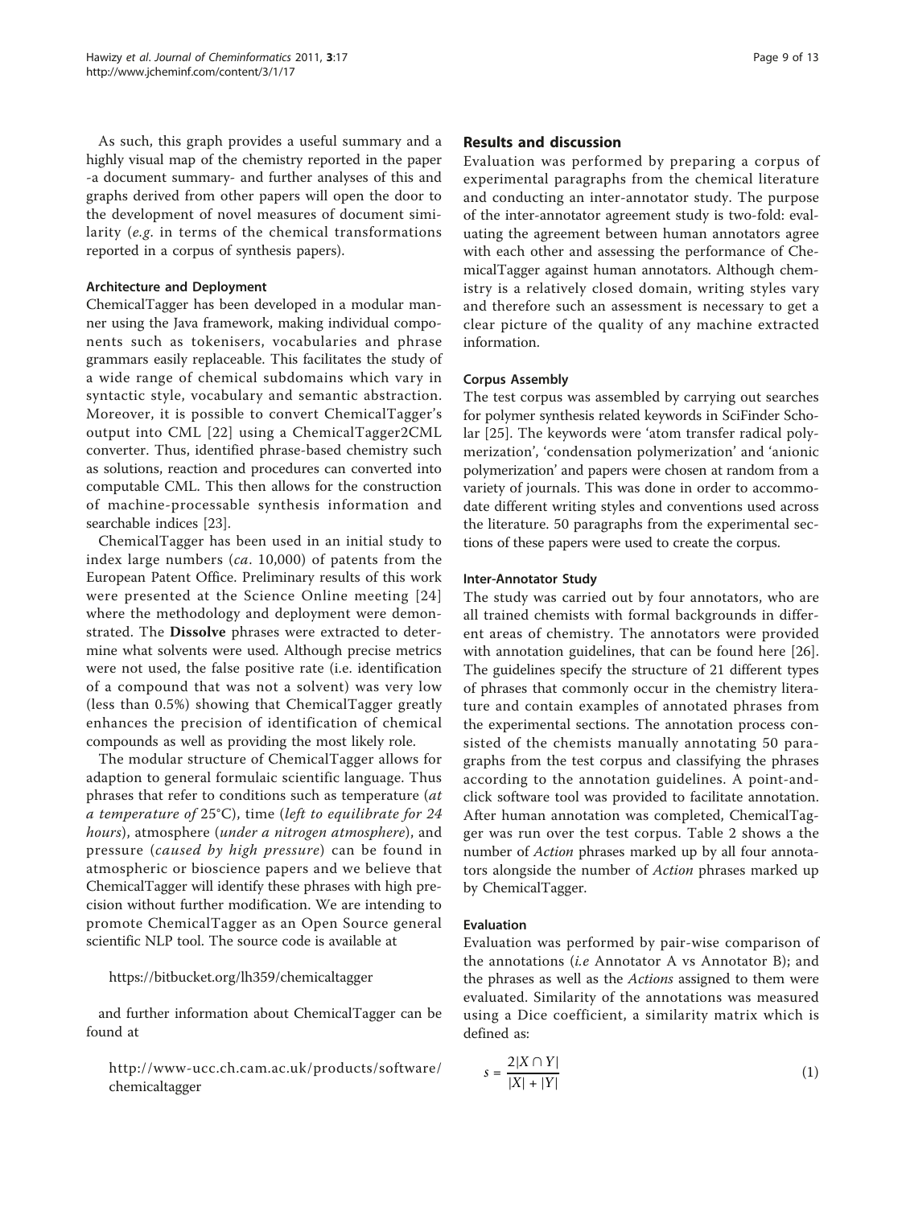As such, this graph provides a useful summary and a highly visual map of the chemistry reported in the paper -a document summary- and further analyses of this and graphs derived from other papers will open the door to the development of novel measures of document similarity (*e.g.* in terms of the chemical transformations reported in a corpus of synthesis papers).

### Architecture and Deployment

ChemicalTagger has been developed in a modular manner using the Java framework, making individual components such as tokenisers, vocabularies and phrase grammars easily replaceable. This facilitates the study of a wide range of chemical subdomains which vary in syntactic style, vocabulary and semantic abstraction. Moreover, it is possible to convert ChemicalTagger's output into CML [22] using a ChemicalTagger2CML converter. Thus, identified phrase-based chemistry such as solutions, reaction and procedures can converted into computable CML. This then allows for the construction of machine-processable synthesis information and searchable indices [23].

ChemicalTagger has been used in an initial study to index large numbers (*ca*. 10,000) of patents from the European Patent Office. Preliminary results of this work were presented at the Science Online meeting [24] where the methodology and deployment were demonstrated. The **Dissolve** phrases were extracted to determine what solvents were used. Although precise metrics were not used, the false positive rate (i.e. identification of a compound that was not a solvent) was very low (less than 0.5%) showing that ChemicalTagger greatly enhances the precision of identification of chemical compounds as well as providing the most likely role.

The modular structure of ChemicalTagger allows for adaption to general formulaic scientific language. Thus phrases that refer to conditions such as temperature (*at a temperature of* 25°C), time (*left to equilibrate for 24 hours*), atmosphere (*under a nitrogen atmosphere*), and pressure (*caused by high pressure*) can be found in atmospheric or bioscience papers and we believe that ChemicalTagger will identify these phrases with high precision without further modification. We are intending to promote ChemicalTagger as an Open Source general scientific NLP tool. The source code is available at

https://bitbucket.org/lh359/chemicaltagger

and further information about ChemicalTagger can be found at

http://www-ucc.ch.cam.ac.uk/products/software/chemicaltagger

## Results and discussion

Evaluation was performed by preparing a corpus of experimental paragraphs from the chemical literature and conducting an inter-annotator study. The purpose of the inter-annotator agreement study is two-fold: evaluating the agreement between human annotators agree with each other and assessing the performance of ChemicalTagger against human annotators. Although chemistry is a relatively closed domain, writing styles vary and therefore such an assessment is necessary to get a clear picture of the quality of any machine extracted information.

### Corpus Assembly

The test corpus was assembled by carrying out searches for polymer synthesis related keywords in SciFinder Scholar [25]. The keywords were 'atom transfer radical polymerization', 'condensation polymerization' and 'anionic polymerization' and papers were chosen at random from a variety of journals. This was done in order to accommodate different writing styles and conventions used across the literature. 50 paragraphs from the experimental sections of these papers were used to create the corpus.

### Inter-Annotator Study

The study was carried out by four annotators, who are all trained chemists with formal backgrounds in different areas of chemistry. The annotators were provided with annotation guidelines, that can be found here [26]. The guidelines specify the structure of 21 different types of phrases that commonly occur in the chemistry literature and contain examples of annotated phrases from the experimental sections. The annotation process consisted of the chemists manually annotating 50 paragraphs from the test corpus and classifying the phrases according to the annotation guidelines. A point-and-click software tool was provided to facilitate annotation. After human annotation was completed, ChemicalTagger was run over the test corpus. Table 2 shows a the number of *Action* phrases marked up by all four annotators alongside the number of *Action* phrases marked up by ChemicalTagger.

### Evaluation

Evaluation was performed by pair-wise comparison of the annotations (*i.e* Annotator A vs Annotator B); and the phrases as well as the *Actions* assigned to them were evaluated. Similarity of the annotations was measured using a Dice coefficient, a similarity matrix which is defined as:

$$s = \frac{2|X \cap Y|}{|X| + |Y|} \tag{1}$$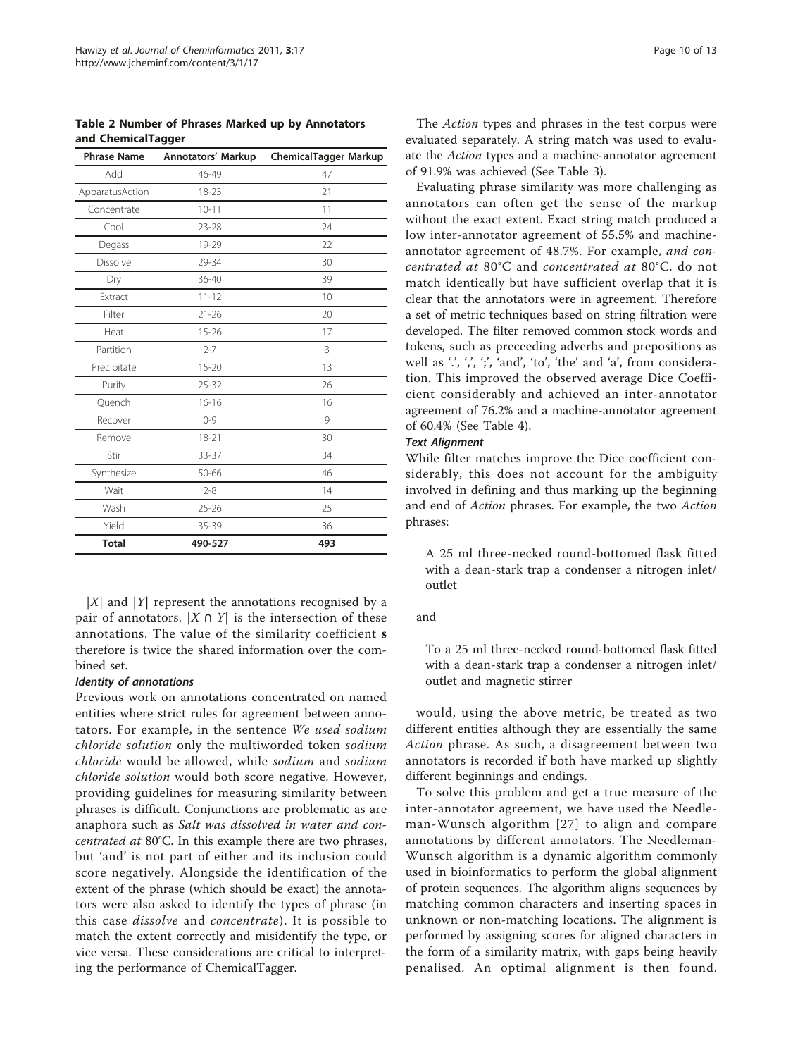**Table 2 Number of Phrases Marked up by Annotators and ChemicalTagger**

| Phrase Name | Annotators' Markup | ChemicalTagger Markup |
|---|---|---|
| Add | 46-49 | 47 |
| ApparatusAction | 18-23 | 21 |
| Concentrate | 10-11 | 11 |
| Cool | 23-28 | 24 |
| Degass | 19-29 | 22 |
| Dissolve | 29-34 | 30 |
| Dry | 36-40 | 39 |
| Extract | 11-12 | 10 |
| Filter | 21-26 | 20 |
| Heat | 15-26 | 17 |
| Partition | 2-7 | 3 |
| Precipitate | 15-20 | 13 |
| Purify | 25-32 | 26 |
| Quench | 16-16 | 16 |
| Recover | 0-9 | 9 |
| Remove | 18-21 | 30 |
| Stir | 33-37 | 34 |
| Synthesize | 50-66 | 46 |
| Wait | 2-8 | 14 |
| Wash | 25-26 | 25 |
| Yield | 35-39 | 36 |
| **Total** | **490-527** | **493** |

$|X|$ and $|Y|$ represent the annotations recognised by a pair of annotators. $|X \cap Y|$ is the intersection of these annotations. The value of the similarity coefficient **s** therefore is twice the shared information over the combined set.

#### *Identity of annotations*

Previous work on annotations concentrated on named entities where strict rules for agreement between annotators. For example, in the sentence *We used sodium chloride solution* only the multiworded token *sodium chloride* would be allowed, while *sodium* and *sodium chloride solution* would both score negative. However, providing guidelines for measuring similarity between phrases is difficult. Conjunctions are problematic as are anaphora such as *Salt was dissolved in water and concentrated at* 80°C. In this example there are two phrases, but 'and' is not part of either and its inclusion could score negatively. Alongside the identification of the extent of the phrase (which should be exact) the annotators were also asked to identify the types of phrase (in this case *dissolve* and *concentrate*). It is possible to match the extent correctly and misidentify the type, or vice versa. These considerations are critical to interpreting the performance of ChemicalTagger.

The *Action* types and phrases in the test corpus were evaluated separately. A string match was used to evaluate the *Action* types and a machine-annotator agreement of 91.9% was achieved (See Table 3).

Evaluating phrase similarity was more challenging as annotators can often get the sense of the markup without the exact extent. Exact string match produced a low inter-annotator agreement of 55.5% and machine-annotator agreement of 48.7%. For example, *and concentrated at* 80°C and *concentrated at* 80°C. do not match identically but have sufficient overlap that it is clear that the annotators were in agreement. Therefore a set of metric techniques based on string filtration were developed. The filter removed common stock words and tokens, such as preceeding adverbs and prepositions as well as '.', ',', ';', 'and', 'to', 'the' and 'a', from consideration. This improved the observed average Dice Coefficient considerably and achieved an inter-annotator agreement of 76.2% and a machine-annotator agreement of 60.4% (See Table 4).

#### *Text Alignment*

While filter matches improve the Dice coefficient considerably, this does not account for the ambiguity involved in defining and thus marking up the beginning and end of *Action* phrases. For example, the two *Action* phrases:

> A 25 ml three-necked round-bottomed flask fitted with a dean-stark trap a condenser a nitrogen inlet/outlet

and

> To a 25 ml three-necked round-bottomed flask fitted with a dean-stark trap a condenser a nitrogen inlet/outlet and magnetic stirrer

would, using the above metric, be treated as two different entities although they are essentially the same *Action* phrase. As such, a disagreement between two annotators is recorded if both have marked up slightly different beginnings and endings.

To solve this problem and get a true measure of the inter-annotator agreement, we have used the Needleman-Wunsch algorithm [27] to align and compare annotations by different annotators. The Needleman-Wunsch algorithm is a dynamic algorithm commonly used in bioinformatics to perform the global alignment of protein sequences. The algorithm aligns sequences by matching common characters and inserting spaces in unknown or non-matching locations. The alignment is performed by assigning scores for aligned characters in the form of a similarity matrix, with gaps being heavily penalised. An optimal alignment is then found.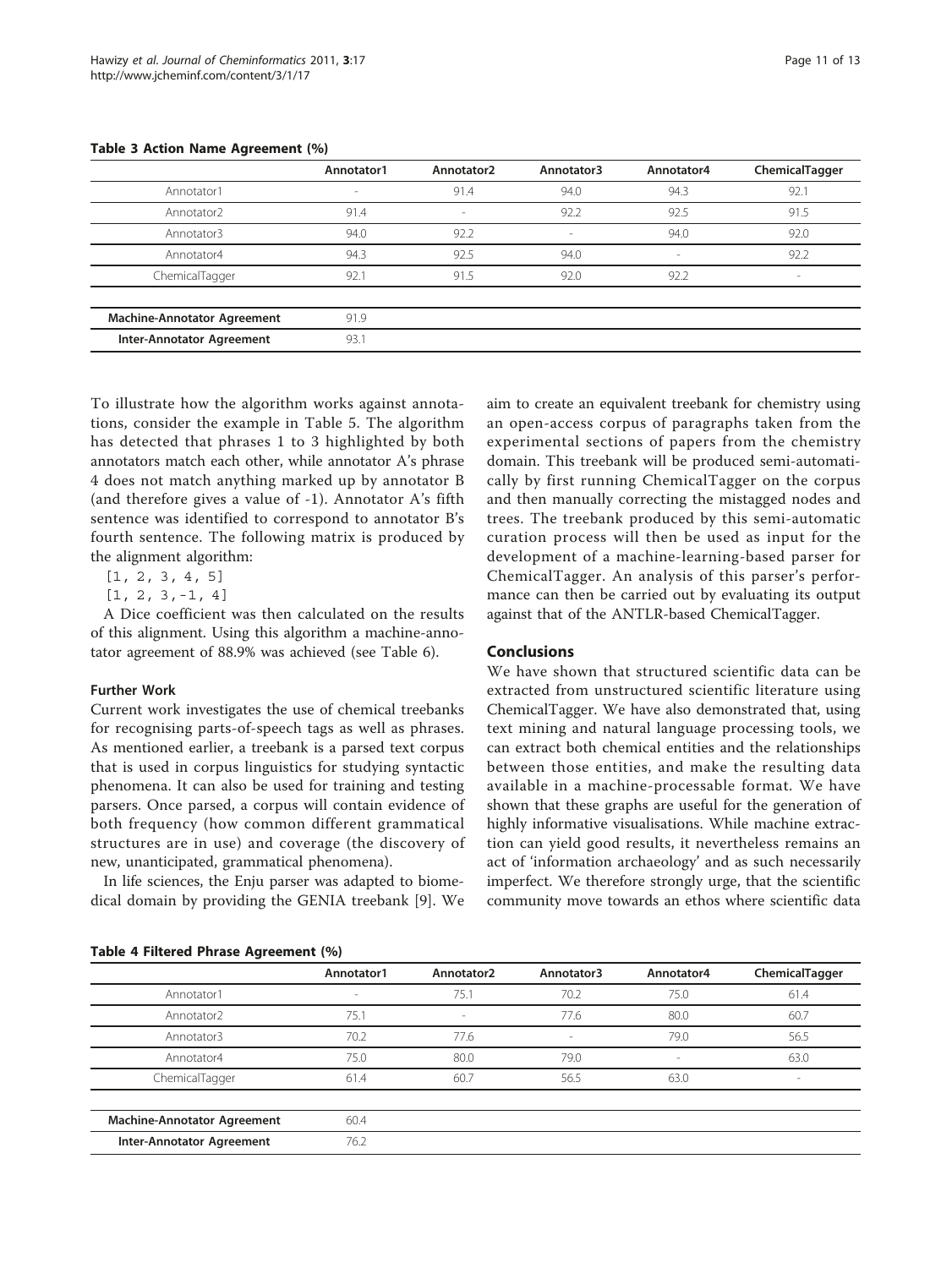**Table 3 Action Name Agreement (%)**

| | Annotator1 | Annotator2 | Annotator3 | Annotator4 | ChemicalTagger |
|---|---|---|---|---|---|
| Annotator1 | - | 91.4 | 94.0 | 94.3 | 92.1 |
| Annotator2 | 91.4 | - | 92.2 | 92.5 | 91.5 |
| Annotator3 | 94.0 | 92.2 | - | 94.0 | 92.0 |
| Annotator4 | 94.3 | 92.5 | 94.0 | - | 92.2 |
| ChemicalTagger | 92.1 | 91.5 | 92.0 | 92.2 | - |
| | | | | | |
| **Machine-Annotator Agreement** | 91.9 | | | | |
| **Inter-Annotator Agreement** | 93.1 | | | | |

To illustrate how the algorithm works against annotations, consider the example in Table 5. The algorithm has detected that phrases 1 to 3 highlighted by both annotators match each other, while annotator A's phrase 4 does not match anything marked up by annotator B (and therefore gives a value of -1). Annotator A's fifth sentence was identified to correspond to annotator B's fourth sentence. The following matrix is produced by the alignment algorithm:

```
[1, 2, 3, 4, 5]
[1, 2, 3,-1, 4]
```

A Dice coefficient was then calculated on the results of this alignment. Using this algorithm a machine-annotator agreement of 88.9% was achieved (see Table 6).

### Further Work

Current work investigates the use of chemical treebanks for recognising parts-of-speech tags as well as phrases. As mentioned earlier, a treebank is a parsed text corpus that is used in corpus linguistics for studying syntactic phenomena. It can also be used for training and testing parsers. Once parsed, a corpus will contain evidence of both frequency (how common different grammatical structures are in use) and coverage (the discovery of new, unanticipated, grammatical phenomena).

In life sciences, the Enju parser was adapted to biomedical domain by providing the GENIA treebank [9]. We aim to create an equivalent treebank for chemistry using an open-access corpus of paragraphs taken from the experimental sections of papers from the chemistry domain. This treebank will be produced semi-automatically by first running ChemicalTagger on the corpus and then manually correcting the mistagged nodes and trees. The treebank produced by this semi-automatic curation process will then be used as input for the development of a machine-learning-based parser for ChemicalTagger. An analysis of this parser's performance can then be carried out by evaluating its output against that of the ANTLR-based ChemicalTagger.

## Conclusions

We have shown that structured scientific data can be extracted from unstructured scientific literature using ChemicalTagger. We have also demonstrated that, using text mining and natural language processing tools, we can extract both chemical entities and the relationships between those entities, and make the resulting data available in a machine-processable format. We have shown that these graphs are useful for the generation of highly informative visualisations. While machine extraction can yield good results, it nevertheless remains an act of 'information archaeology' and as such necessarily imperfect. We therefore strongly urge, that the scientific community move towards an ethos where scientific data

**Table 4 Filtered Phrase Agreement (%)**

| | Annotator1 | Annotator2 | Annotator3 | Annotator4 | ChemicalTagger |
|---|---|---|---|---|---|
| Annotator1 | - | 75.1 | 70.2 | 75.0 | 61.4 |
| Annotator2 | 75.1 | - | 77.6 | 80.0 | 60.7 |
| Annotator3 | 70.2 | 77.6 | - | 79.0 | 56.5 |
| Annotator4 | 75.0 | 80.0 | 79.0 | - | 63.0 |
| ChemicalTagger | 61.4 | 60.7 | 56.5 | 63.0 | - |
| | | | | | |
| **Machine-Annotator Agreement** | 60.4 | | | | |
| **Inter-Annotator Agreement** | 76.2 | | | | |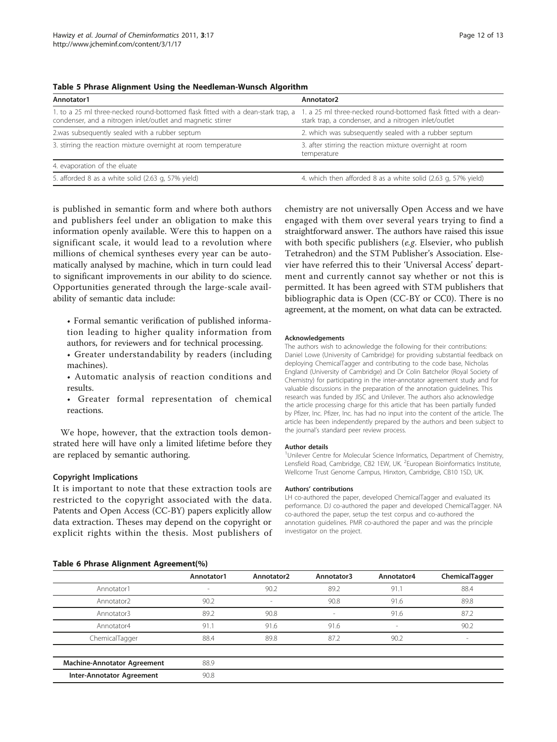**Table 5 Phrase Alignment Using the Needleman-Wunsch Algorithm**

| Annotator1 | Annotator2 |
|---|---|
| 1. to a 25 ml three-necked round-bottomed flask fitted with a dean-stark trap, a condenser, and a nitrogen inlet/outlet and magnetic stirrer | 1. a 25 ml three-necked round-bottomed flask fitted with a dean-stark trap, a condenser, and a nitrogen inlet/outlet |
| 2.was subsequently sealed with a rubber septum | 2. which was subsequently sealed with a rubber septum |
| 3. stirring the reaction mixture overnight at room temperature | 3. after stirring the reaction mixture overnight at room temperature |
| 4. evaporation of the eluate | |
| 5. afforded 8 as a white solid (2.63 g, 57% yield) | 4. which then afforded 8 as a white solid (2.63 g, 57% yield) |

is published in semantic form and where both authors and publishers feel under an obligation to make this information openly available. Were this to happen on a significant scale, it would lead to a revolution where millions of chemical syntheses every year can be automatically analysed by machine, which in turn could lead to significant improvements in our ability to do science. Opportunities generated through the large-scale availability of semantic data include:

- Formal semantic verification of published information leading to higher quality information from authors, for reviewers and for technical processing.
- Greater understandability by readers (including machines).
- Automatic analysis of reaction conditions and results.
- Greater formal representation of chemical reactions.

We hope, however, that the extraction tools demonstrated here will have only a limited lifetime before they are replaced by semantic authoring.

### Copyright Implications

It is important to note that these extraction tools are restricted to the copyright associated with the data. Patents and Open Access (CC-BY) papers explicitly allow data extraction. Theses may depend on the copyright or explicit rights within the thesis. Most publishers of chemistry are not universally Open Access and we have engaged with them over several years trying to find a straightforward answer. The authors have raised this issue with both specific publishers (*e.g.* Elsevier, who publish Tetrahedron) and the STM Publisher's Association. Elsevier have referred this to their 'Universal Access' department and currently cannot say whether or not this is permitted. It has been agreed with STM publishers that bibliographic data is Open (CC-BY or CC0). There is no agreement, at the moment, on what data can be extracted.

#### Acknowledgements

The authors wish to acknowledge the following for their contributions: Daniel Lowe (University of Cambridge) for providing substantial feedback on deploying ChemicalTagger and contributing to the code base, Nicholas England (University of Cambridge) and Dr Colin Batchelor (Royal Society of Chemistry) for participating in the inter-annotator agreement study and for valuable discussions in the preparation of the annotation guidelines. This research was funded by JISC and Unilever. The authors also acknowledge the article processing charge for this article that has been partially funded by Pfizer, Inc. Pfizer, Inc. has had no input into the content of the article. The article has been independently prepared by the authors and been subject to the journal's standard peer review process.

#### Author details

[1]Unilever Centre for Molecular Science Informatics, Department of Chemistry, Lensfield Road, Cambridge, CB2 1EW, UK. [2]European Bioinformatics Institute, Wellcome Trust Genome Campus, Hinxton, Cambridge, CB10 1SD, UK.

#### Authors' contributions

LH co-authored the paper, developed ChemicalTagger and evaluated its performance. DJ co-authored the paper and developed ChemicalTagger. NA co-authored the paper, setup the test corpus and co-authored the annotation guidelines. PMR co-authored the paper and was the principle investigator on the project.

**Table 6 Phrase Alignment Agreement(%)**

| | Annotator1 | Annotator2 | Annotator3 | Annotator4 | ChemicalTagger |
|---|---|---|---|---|---|
| Annotator1 | - | 90.2 | 89.2 | 91.1 | 88.4 |
| Annotator2 | 90.2 | - | 90.8 | 91.6 | 89.8 |
| Annotator3 | 89.2 | 90.8 | - | 91.6 | 87.2 |
| Annotator4 | 91.1 | 91.6 | 91.6 | - | 90.2 |
| ChemicalTagger | 88.4 | 89.8 | 87.2 | 90.2 | - |
| **Machine-Annotator Agreement** | 88.9 | | | | |
| **Inter-Annotator Agreement** | 90.8 | | | | |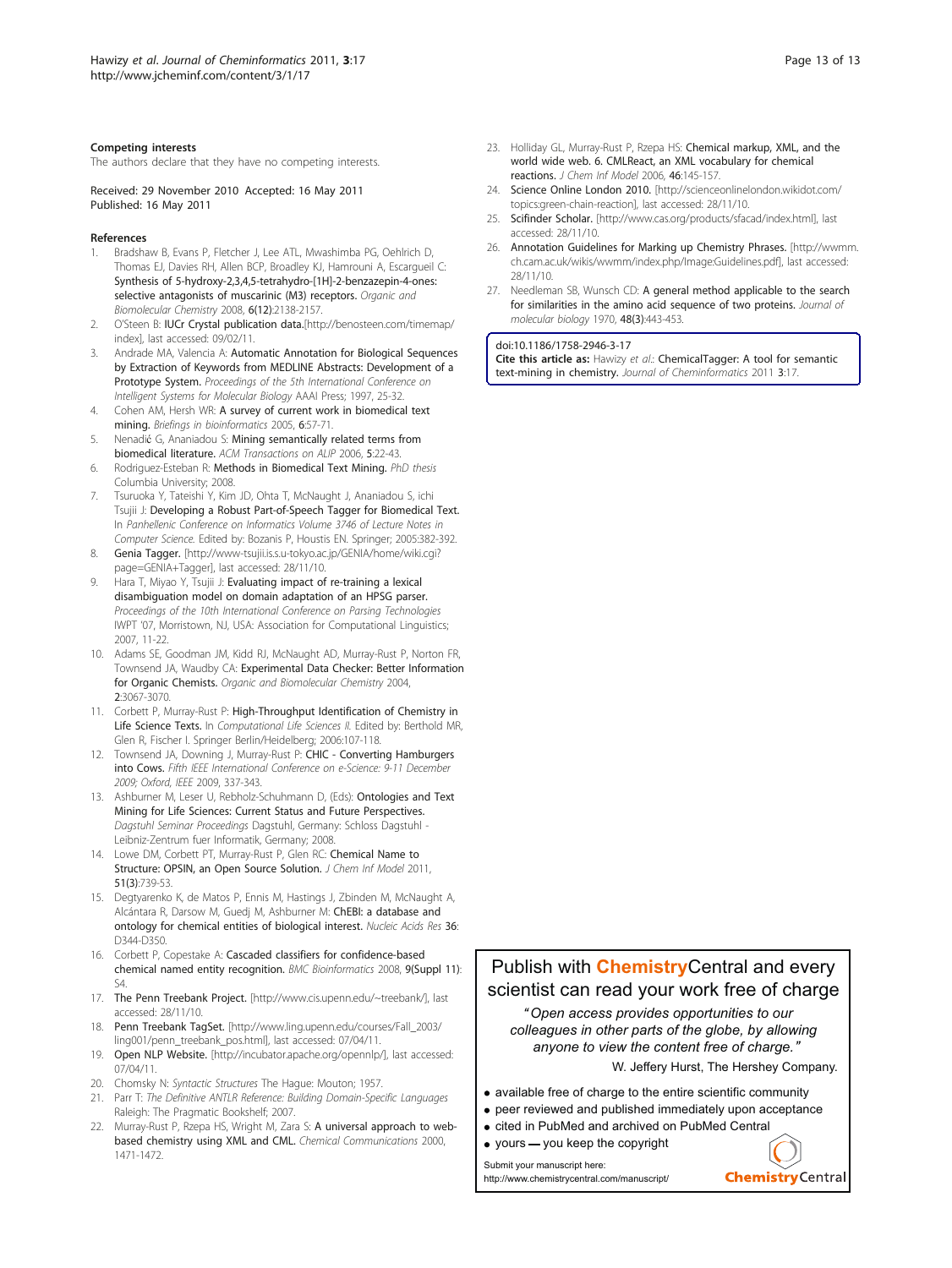### Competing interests

The authors declare that they have no competing interests.

Received: 29 November 2010 Accepted: 16 May 2011
Published: 16 May 2011

### References

1. Bradshaw B, Evans P, Fletcher J, Lee ATL, Mwashimba PG, Oehlrich D, Thomas EJ, Davies RH, Allen BCP, Broadley KJ, Hamrouni A, Escargueil C: **Synthesis of 5-hydroxy-2,3,4,5-tetrahydro-[1H]-2-benzazepin-4-ones: selective antagonists of muscarinic (M3) receptors.** *Organic and Biomolecular Chemistry* 2008, **6(12)**:2138-2157.
2. O'Steen B: **IUCr Crystal publication data.**[http://benosteen.com/timemap/index], last accessed: 09/02/11.
3. Andrade MA, Valencia A: **Automatic Annotation for Biological Sequences by Extraction of Keywords from MEDLINE Abstracts: Development of a Prototype System.** *Proceedings of the 5th International Conference on Intelligent Systems for Molecular Biology* AAAI Press; 1997, 25-32.
4. Cohen AM, Hersh WR: **A survey of current work in biomedical text mining.** *Briefings in bioinformatics* 2005, **6**:57-71.
5. Nenadić G, Ananiadou S: **Mining semantically related terms from biomedical literature.** *ACM Transactions on ALIP* 2006, **5**:22-43.
6. Rodriguez-Esteban R: **Methods in Biomedical Text Mining.** *PhD thesis* Columbia University; 2008.
7. Tsuruoka Y, Tateishi Y, Kim JD, Ohta T, McNaught J, Ananiadou S, ichi Tsujii J: **Developing a Robust Part-of-Speech Tagger for Biomedical Text.** In *Panhellenic Conference on Informatics Volume 3746 of Lecture Notes in Computer Science.* Edited by: Bozanis P, Houstis EN. Springer; 2005:382-392.
8. **Genia Tagger.** [http://www-tsujii.is.s.u-tokyo.ac.jp/GENIA/home/wiki.cgi?page=GENIA+Tagger], last accessed: 28/11/10.
9. Hara T, Miyao Y, Tsujii J: **Evaluating impact of re-training a lexical disambiguation model on domain adaptation of an HPSG parser.** *Proceedings of the 10th International Conference on Parsing Technologies* IWPT '07, Morristown, NJ, USA: Association for Computational Linguistics; 2007, 11-22.
10. Adams SE, Goodman JM, Kidd RJ, McNaught AD, Murray-Rust P, Norton FR, Townsend JA, Waudby CA: **Experimental Data Checker: Better Information for Organic Chemists.** *Organic and Biomolecular Chemistry* 2004, **2**:3067-3070.
11. Corbett P, Murray-Rust P: **High-Throughput Identification of Chemistry in Life Science Texts.** In *Computational Life Sciences II.* Edited by: Berthold MR, Glen R, Fischer I. Springer Berlin/Heidelberg; 2006:107-118.
12. Townsend JA, Downing J, Murray-Rust P: **CHIC - Converting Hamburgers into Cows.** *Fifth IEEE International Conference on e-Science: 9-11 December 2009; Oxford, IEEE* 2009, 337-343.
13. Ashburner M, Leser U, Rebholz-Schuhmann D, (Eds): **Ontologies and Text Mining for Life Sciences: Current Status and Future Perspectives.** *Dagstuhl Seminar Proceedings* Dagstuhl, Germany: Schloss Dagstuhl - Leibniz-Zentrum fuer Informatik, Germany; 2008.
14. Lowe DM, Corbett PT, Murray-Rust P, Glen RC: **Chemical Name to Structure: OPSIN, an Open Source Solution.** *J Chem Inf Model* 2011, **51(3)**:739-53.
15. Degtyarenko K, de Matos P, Ennis M, Hastings J, Zbinden M, McNaught A, Alcántara R, Darsow M, Guedj M, Ashburner M: **ChEBI: a database and ontology for chemical entities of biological interest.** *Nucleic Acids Res* **36**: D344-D350.
16. Corbett P, Copestake A: **Cascaded classifiers for confidence-based chemical named entity recognition.** *BMC Bioinformatics* 2008, **9(Suppl 11)**: S4.
17. **The Penn Treebank Project.** [http://www.cis.upenn.edu/~treebank/], last accessed: 28/11/10.
18. **Penn Treebank TagSet.** [http://www.ling.upenn.edu/courses/Fall_2003/ling001/penn_treebank_pos.html], last accessed: 07/04/11.
19. **Open NLP Website.** [http://incubator.apache.org/opennlp/], last accessed: 07/04/11.
20. Chomsky N: *Syntactic Structures* The Hague: Mouton; 1957.
21. Parr T: *The Definitive ANTLR Reference: Building Domain-Specific Languages* Raleigh: The Pragmatic Bookshelf; 2007.
22. Murray-Rust P, Rzepa HS, Wright M, Zara S: **A universal approach to web-based chemistry using XML and CML.** *Chemical Communications* 2000, 1471-1472.
23. Holliday GL, Murray-Rust P, Rzepa HS: **Chemical markup, XML, and the world wide web. 6. CMLReact, an XML vocabulary for chemical reactions.** *J Chem Inf Model* 2006, **46**:145-157.
24. **Science Online London 2010.** [http://scienceonlinelondon.wikidot.com/topics:green-chain-reaction], last accessed: 28/11/10.
25. **Scifinder Scholar.** [http://www.cas.org/products/sfacad/index.html], last accessed: 28/11/10.
26. **Annotation Guidelines for Marking up Chemistry Phrases.** [http://wwmm.ch.cam.ac.uk/wikis/wwmm/index.php/Image:Guidelines.pdf], last accessed: 28/11/10.
27. Needleman SB, Wunsch CD: **A general method applicable to the search for similarities in the amino acid sequence of two proteins.** *Journal of molecular biology* 1970, **48(3)**:443-453.

doi:10.1186/1758-2946-3-17
**Cite this article as:** Hawizy *et al.*: ChemicalTagger: A tool for semantic text-mining in chemistry. *Journal of Cheminformatics* 2011 **3**:17.

Publish with **Chemistry**Central and every scientist can read your work free of charge

*"Open access provides opportunities to our colleagues in other parts of the globe, by allowing anyone to view the content free of charge."*

W. Jeffery Hurst, The Hershey Company.

- available free of charge to the entire scientific community
- peer reviewed and published immediately upon acceptance
- cited in PubMed and archived on PubMed Central
- yours — you keep the copyright

Submit your manuscript here:
http://www.chemistrycentral.com/manuscript/

**Chemistry**Central